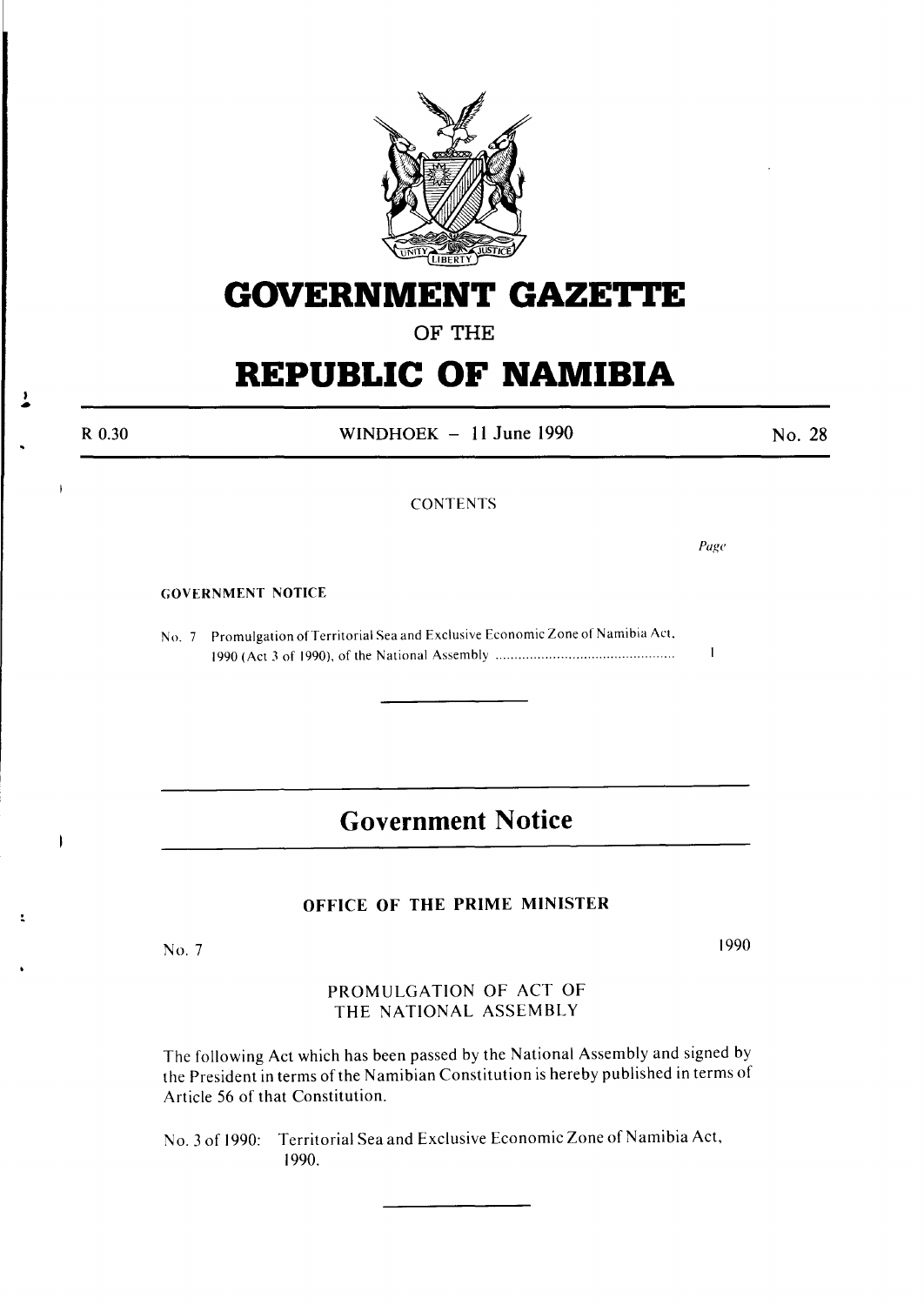# GOVERNMENT GAZETTE

OF THE

# REPUBLIC OF NAMIBIA

R 0.30 WINDHOEK — 11 June 1990 No. 28

CONTENTS

*Page*

GOVERNMENT NOTICE

No. 7 Promulgation of Territorial Sea and Exclusive Economic Zone of Namibia Act, 1990 (Act 3 of 1990), of the National Assembly .............................................. 1

## Government Notice

### OFFICE OF THE PRIME MINISTER

No. 7 1990

PROMULGATION OF ACT OF THE NATIONAL ASSEMBLY

The following Act which has been passed by the National Assembly and signed by the President in terms of the Namibian Constitution is hereby published in terms of Article 56 of that Constitution.

No. 3 of 1990: Territorial Sea and Exclusive Economic Zone of Namibia Act, 1990.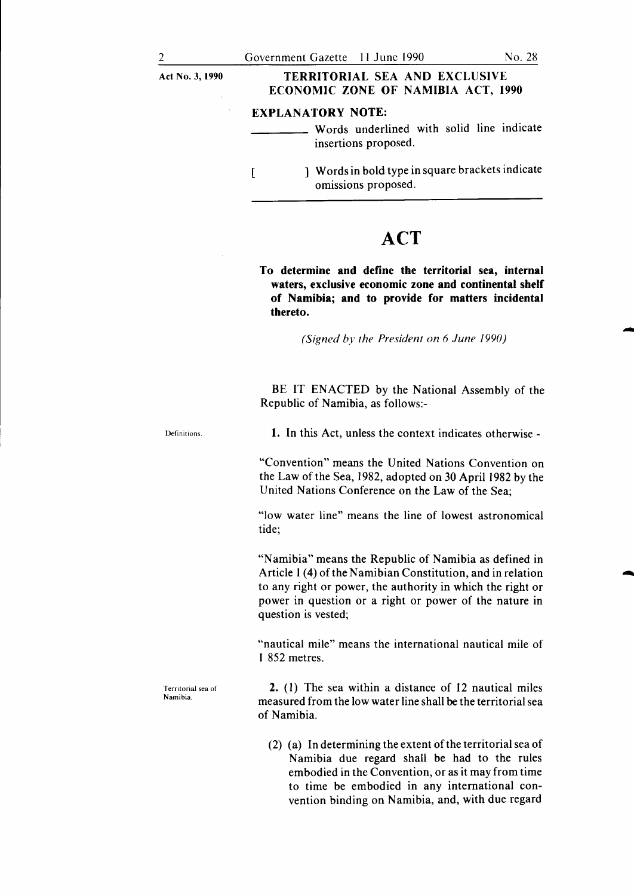Act No. 3, 1990

# TERRITORIAL SEA AND EXCLUSIVE ECONOMIC ZONE OF NAMIBIA ACT, 1990

**EXPLANATORY NOTE:**

\_\_\_\_\_\_\_\_\_\_ Words underlined with solid line indicate insertions proposed.

[ ] Words in bold type in square brackets indicate omissions proposed.

# ACT

**To determine and define the territorial sea, internal waters, exclusive economic zone and continental shelf of Namibia; and to provide for matters incidental thereto.**

*(Signed by the President on 6 June 1990)*

BE IT ENACTED by the National Assembly of the Republic of Namibia, as follows:-

Definitions.

**1.** In this Act, unless the context indicates otherwise -

"Convention" means the United Nations Convention on the Law of the Sea, 1982, adopted on 30 April 1982 by the United Nations Conference on the Law of the Sea;

"low water line" means the line of lowest astronomical tide;

"Namibia" means the Republic of Namibia as defined in Article 1 (4) of the Namibian Constitution, and in relation to any right or power, the authority in which the right or power in question or a right or power of the nature in question is vested;

"nautical mile" means the international nautical mile of 1 852 metres.

Territorial sea of Namibia.

**2.** (1) The sea within a distance of 12 nautical miles measured from the low water line shall be the territorial sea of Namibia.

(2) (a) In determining the extent of the territorial sea of Namibia due regard shall be had to the rules embodied in the Convention, or as it may from time to time be embodied in any international convention binding on Namibia, and, with due regard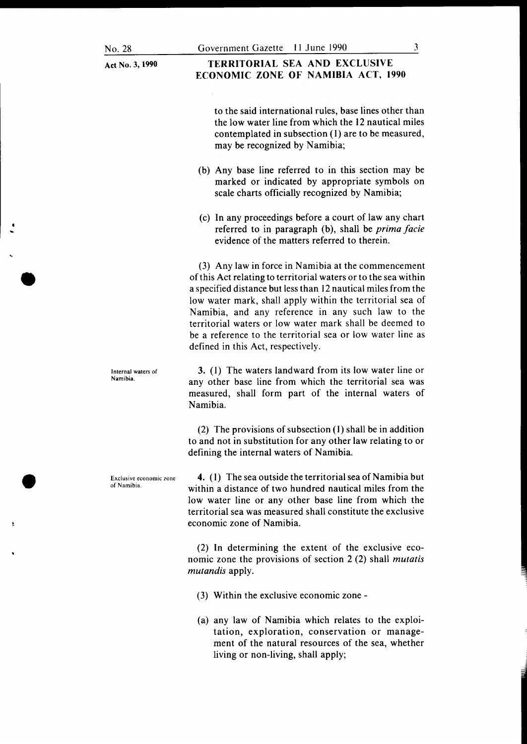to the said international rules, base lines other than the low water line from which the 12 nautical miles contemplated in subsection (1) are to be measured, may be recognized by Namibia;

(b) Any base line referred to in this section may be marked or indicated by appropriate symbols on scale charts officially recognized by Namibia;

(c) In any proceedings before a court of law any chart referred to in paragraph (b), shall be *prima facie* evidence of the matters referred to therein.

(3) Any law in force in Namibia at the commencement of this Act relating to territorial waters or to the sea within a specified distance but less than 12 nautical miles from the low water mark, shall apply within the territorial sea of Namibia, and any reference in any such law to the territorial waters or low water mark shall be deemed to be a reference to the territorial sea or low water line as defined in this Act, respectively.

**Internal waters of Namibia.**

3. (1) The waters landward from its low water line or any other base line from which the territorial sea was measured, shall form part of the internal waters of Namibia.

(2) The provisions of subsection (1) shall be in addition to and not in substitution for any other law relating to or defining the internal waters of Namibia.

**Exclusive economic zone of Namibia.**

4. (1) The sea outside the territorial sea of Namibia but within a distance of two hundred nautical miles from the low water line or any other base line from which the territorial sea was measured shall constitute the exclusive economic zone of Namibia.

(2) In determining the extent of the exclusive economic zone the provisions of section 2 (2) shall *mutatis mutandis* apply.

(3) Within the exclusive economic zone -

(a) any law of Namibia which relates to the exploitation, exploration, conservation or management of the natural resources of the sea, whether living or non-living, shall apply;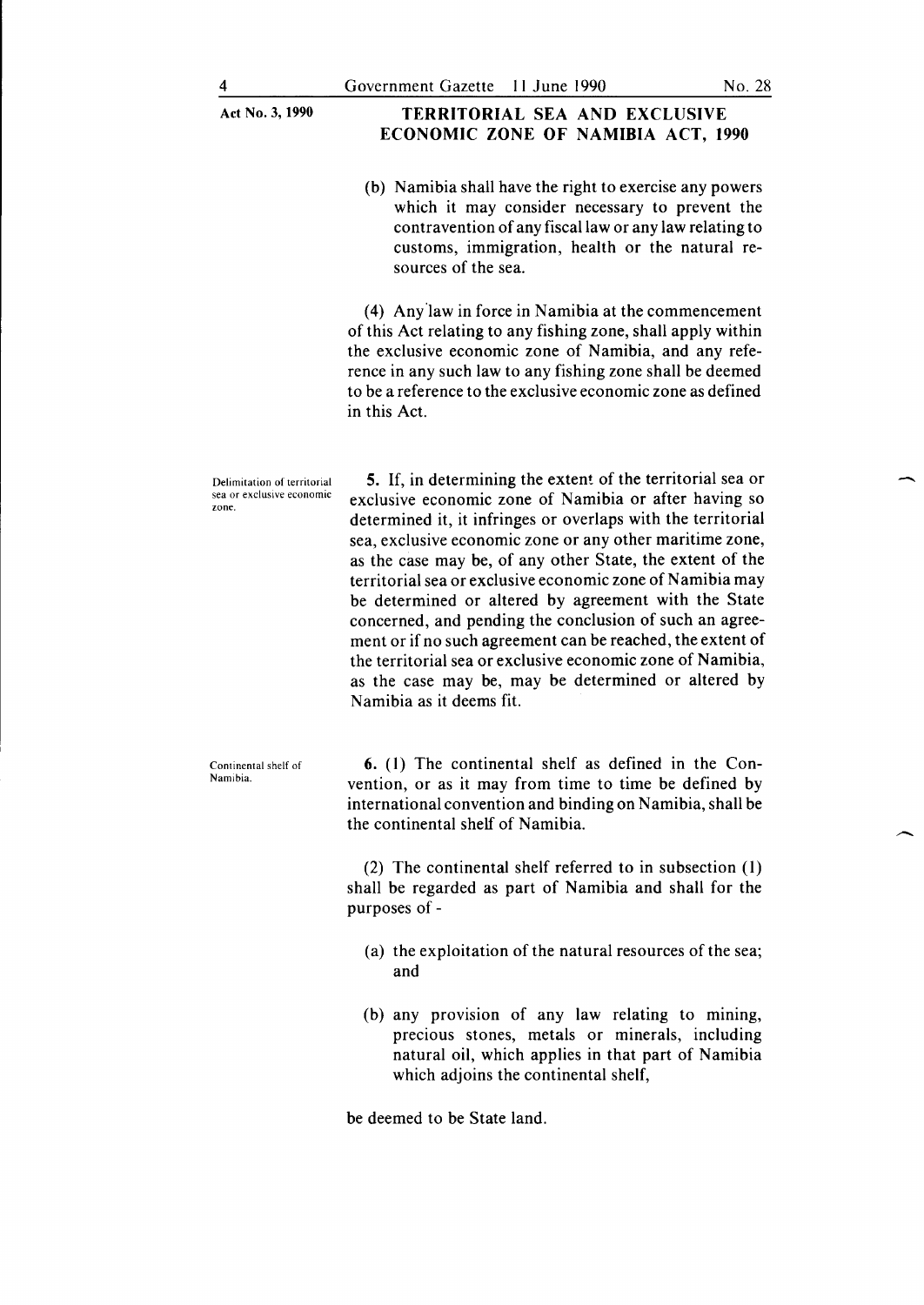(b) Namibia shall have the right to exercise any powers which it may consider necessary to prevent the contravention of any fiscal law or any law relating to customs, immigration, health or the natural resources of the sea.

(4) Any law in force in Namibia at the commencement of this Act relating to any fishing zone, shall apply within the exclusive economic zone of Namibia, and any reference in any such law to any fishing zone shall be deemed to be a reference to the exclusive economic zone as defined in this Act.

*Delimitation of territorial sea or exclusive economic zone.*

**5.** If, in determining the extent of the territorial sea or exclusive economic zone of Namibia or after having so determined it, it infringes or overlaps with the territorial sea, exclusive economic zone or any other maritime zone, as the case may be, of any other State, the extent of the territorial sea or exclusive economic zone of Namibia may be determined or altered by agreement with the State concerned, and pending the conclusion of such an agreement or if no such agreement can be reached, the extent of the territorial sea or exclusive economic zone of Namibia, as the case may be, may be determined or altered by Namibia as it deems fit.

*Continental shelf of Namibia.*

**6.** (1) The continental shelf as defined in the Convention, or as it may from time to time be defined by international convention and binding on Namibia, shall be the continental shelf of Namibia.

(2) The continental shelf referred to in subsection (1) shall be regarded as part of Namibia and shall for the purposes of -

(a) the exploitation of the natural resources of the sea; and

(b) any provision of any law relating to mining, precious stones, metals or minerals, including natural oil, which applies in that part of Namibia which adjoins the continental shelf,

be deemed to be State land.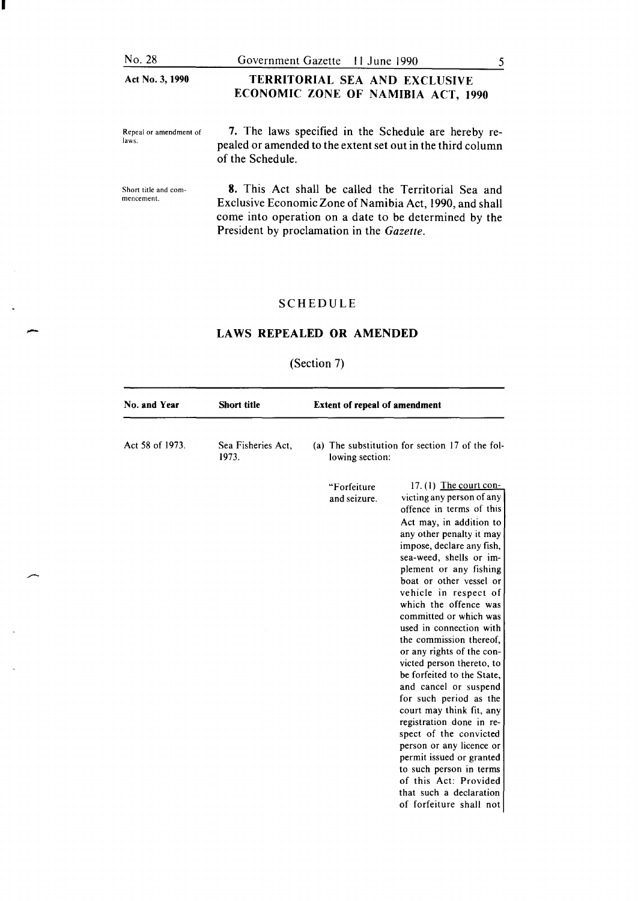Repeal or amendment of laws.

**7.** The laws specified in the Schedule are hereby repealed or amended to the extent set out in the third column of the Schedule.

Short title and commencement.

**8.** This Act shall be called the Territorial Sea and Exclusive Economic Zone of Namibia Act, 1990, and shall come into operation on a date to be determined by the President by proclamation in the *Gazette*.

## SCHEDULE

## LAWS REPEALED OR AMENDED

(Section 7)

| No. and Year | Short title | Extent of repeal of amendment |
|---|---|---|
| Act 58 of 1973. | Sea Fisheries Act, 1973. | (a) The substitution for section 17 of the following section: |

"Forfeiture and seizure.

17. (1) The court convicting any person of any offence in terms of this Act may, in addition to any other penalty it may impose, declare any fish, sea-weed, shells or implement or any fishing boat or other vessel or vehicle in respect of which the offence was committed or which was used in connection with the commission thereof, or any rights of the convicted person thereto, to be forfeited to the State, and cancel or suspend for such period as the court may think fit, any registration done in respect of the convicted person or any licence or permit issued or granted to such person in terms of this Act: Provided that such a declaration of forfeiture shall not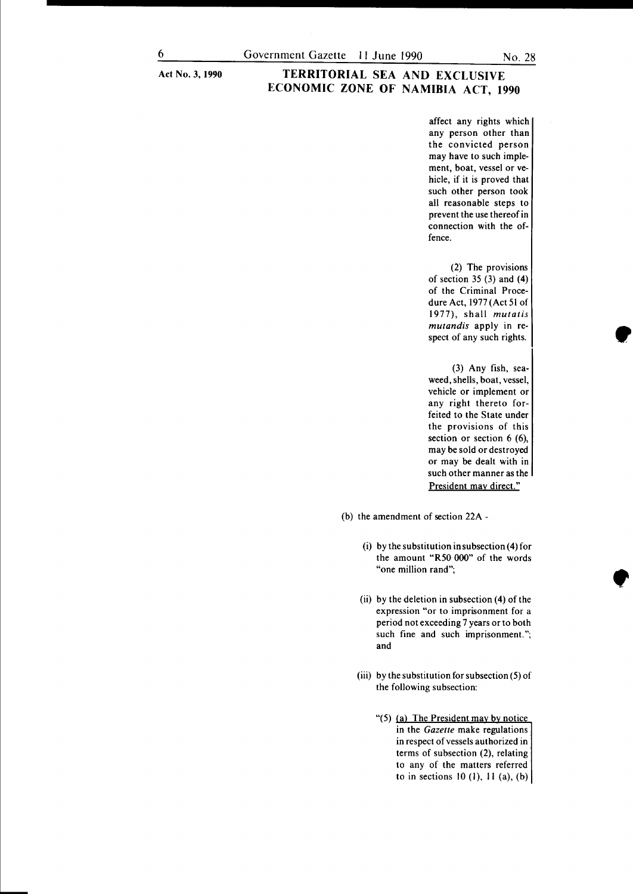affect any rights which any person other than the convicted person may have to such implement, boat, vessel or vehicle, if it is proved that such other person took all reasonable steps to prevent the use thereof in connection with the offence.

(2) The provisions of section 35 (3) and (4) of the Criminal Procedure Act, 1977 (Act 51 of 1977), shall *mutatis mutandis* apply in respect of any such rights.

(3) Any fish, seaweed, shells, boat, vessel, vehicle or implement or any right thereto forfeited to the State under the provisions of this section or section 6 (6), may be sold or destroyed or may be dealt with in such other manner as the President may direct."

(b) the amendment of section 22A -

(i) by the substitution in subsection (4) for the amount "R50 000" of the words "one million rand";

(ii) by the deletion in subsection (4) of the expression "or to imprisonment for a period not exceeding 7 years or to both such fine and such imprisonment."; and

(iii) by the substitution for subsection (5) of the following subsection:

"(5) (a) The President may by notice in the *Gazette* make regulations in respect of vessels authorized in terms of subsection (2), relating to any of the matters referred to in sections 10 (1), 11 (a), (b)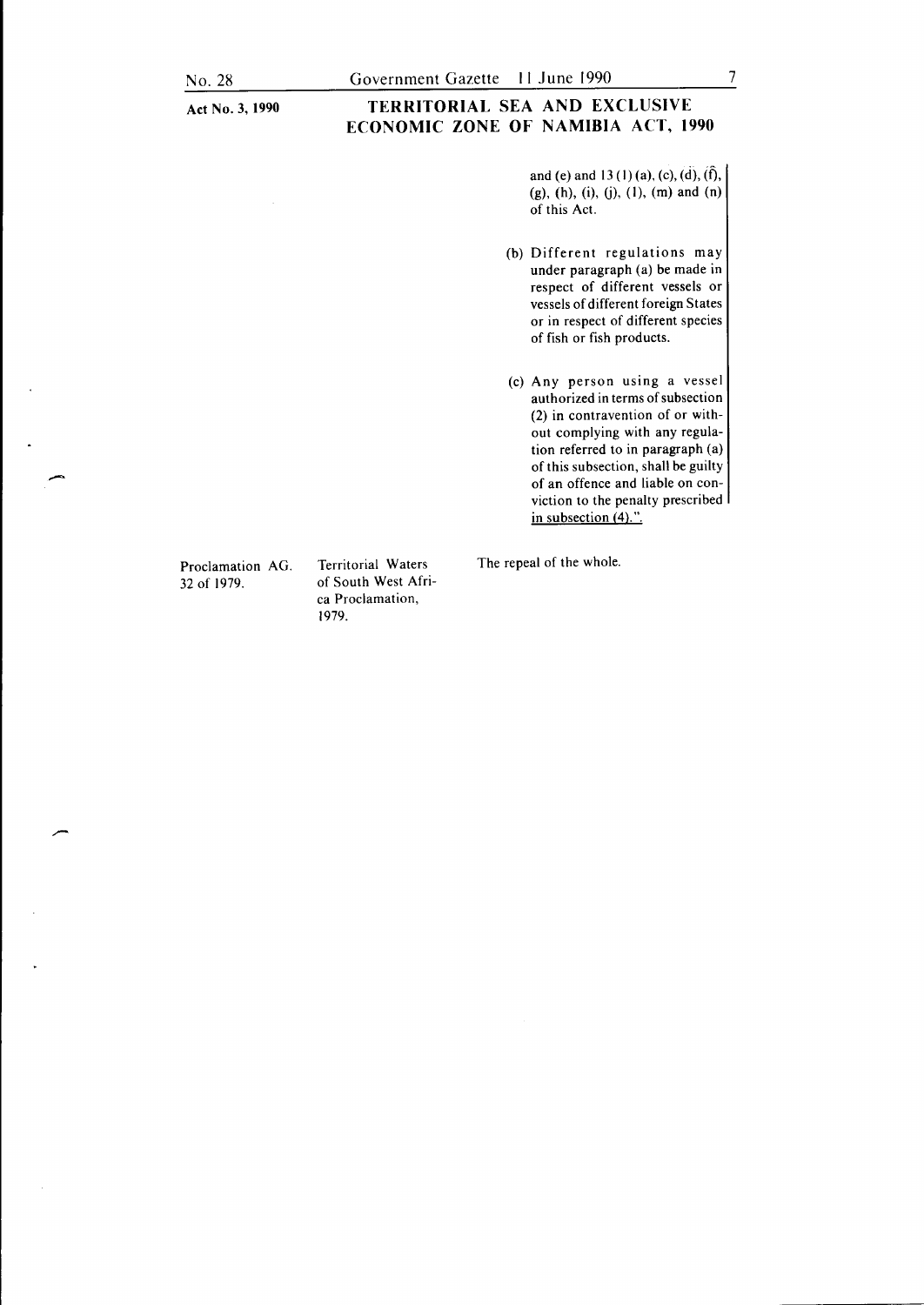and (e) and 13 (1) (a), (c), (d), (f), (g), (h), (i), (j), (l), (m) and (n) of this Act.

(b) Different regulations may under paragraph (a) be made in respect of different vessels or vessels of different foreign States or in respect of different species of fish or fish products.

(c) Any person using a vessel authorized in terms of subsection (2) in contravention of or without complying with any regulation referred to in paragraph (a) of this subsection, shall be guilty of an offence and liable on conviction to the penalty prescribed in subsection (4).".

| | | |
|---|---|---|
| Proclamation AG. 32 of 1979. | Territorial Waters of South West Africa Proclamation, 1979. | The repeal of the whole. |